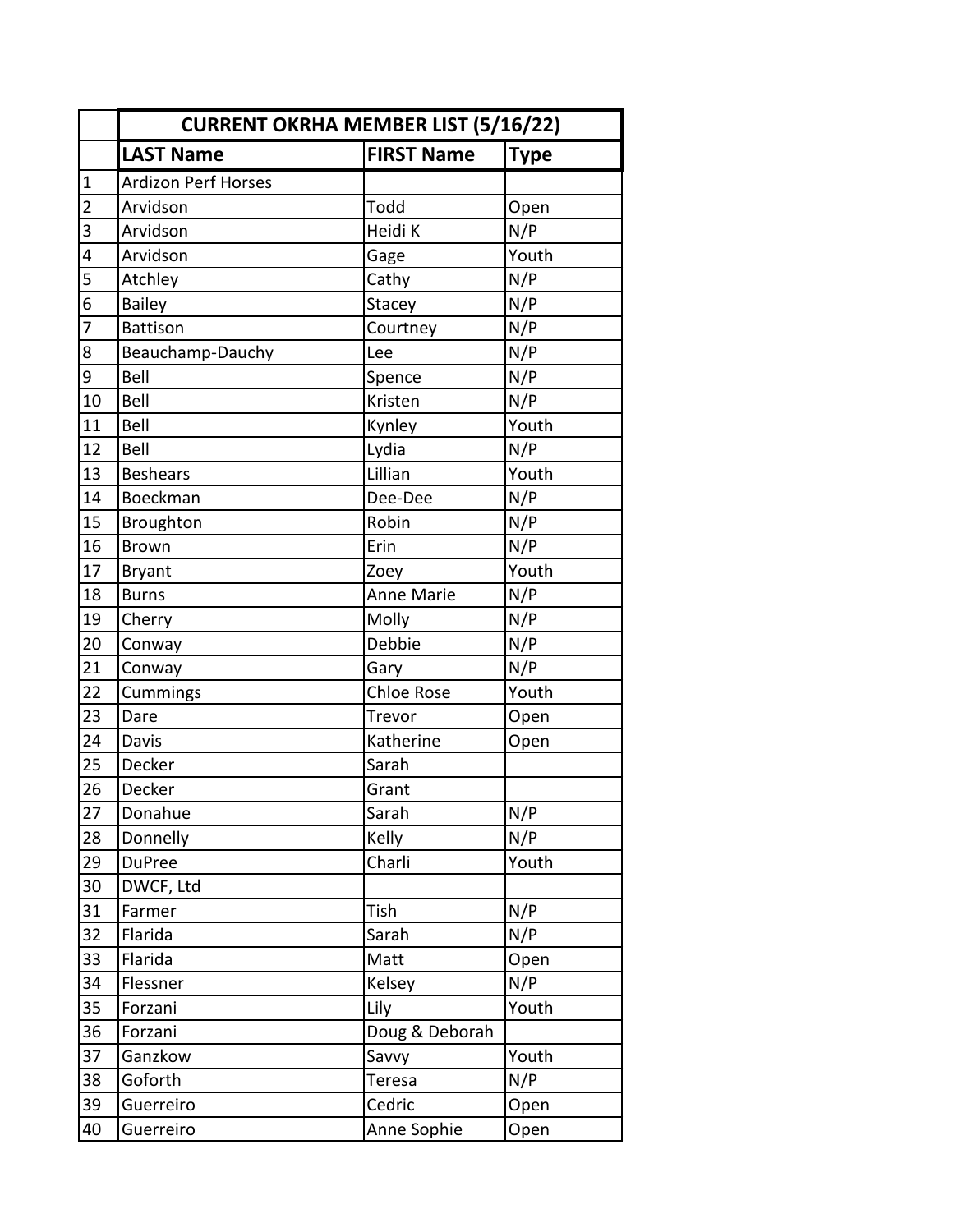| | CURRENT OKRHA MEMBER LIST (5/16/22) | | |
|---|---|---|---|
| | **LAST Name** | **FIRST Name** | **Type** |
| 1 | Ardizon Perf Horses | | |
| 2 | Arvidson | Todd | Open |
| 3 | Arvidson | Heidi K | N/P |
| 4 | Arvidson | Gage | Youth |
| 5 | Atchley | Cathy | N/P |
| 6 | Bailey | Stacey | N/P |
| 7 | Battison | Courtney | N/P |
| 8 | Beauchamp-Dauchy | Lee | N/P |
| 9 | Bell | Spence | N/P |
| 10 | Bell | Kristen | N/P |
| 11 | Bell | Kynley | Youth |
| 12 | Bell | Lydia | N/P |
| 13 | Beshears | Lillian | Youth |
| 14 | Boeckman | Dee-Dee | N/P |
| 15 | Broughton | Robin | N/P |
| 16 | Brown | Erin | N/P |
| 17 | Bryant | Zoey | Youth |
| 18 | Burns | Anne Marie | N/P |
| 19 | Cherry | Molly | N/P |
| 20 | Conway | Debbie | N/P |
| 21 | Conway | Gary | N/P |
| 22 | Cummings | Chloe Rose | Youth |
| 23 | Dare | Trevor | Open |
| 24 | Davis | Katherine | Open |
| 25 | Decker | Sarah | |
| 26 | Decker | Grant | |
| 27 | Donahue | Sarah | N/P |
| 28 | Donnelly | Kelly | N/P |
| 29 | DuPree | Charli | Youth |
| 30 | DWCF, Ltd | | |
| 31 | Farmer | Tish | N/P |
| 32 | Flarida | Sarah | N/P |
| 33 | Flarida | Matt | Open |
| 34 | Flessner | Kelsey | N/P |
| 35 | Forzani | Lily | Youth |
| 36 | Forzani | Doug & Deborah | |
| 37 | Ganzkow | Savvy | Youth |
| 38 | Goforth | Teresa | N/P |
| 39 | Guerreiro | Cedric | Open |
| 40 | Guerreiro | Anne Sophie | Open |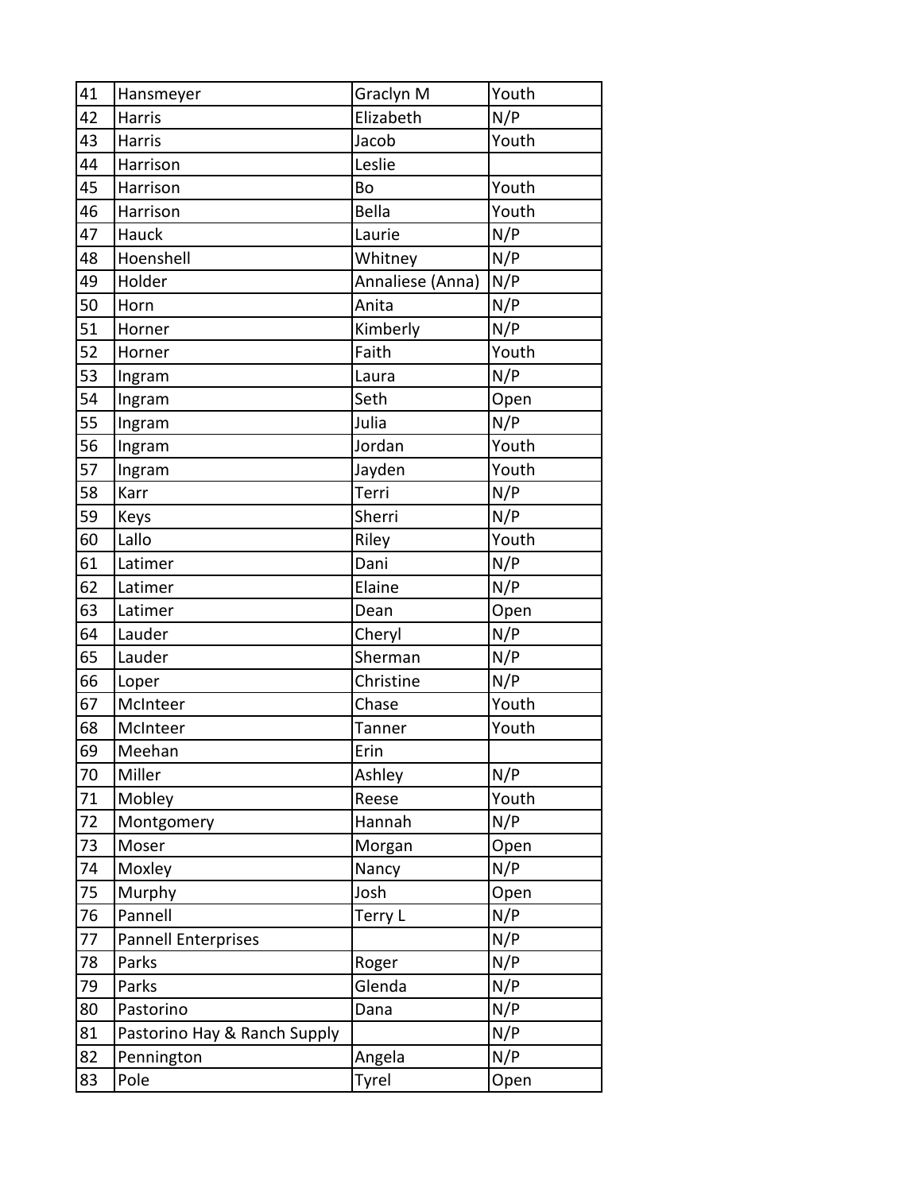| 41 | Hansmeyer | Graclyn M | Youth |
|---|---|---|---|
| 42 | Harris | Elizabeth | N/P |
| 43 | Harris | Jacob | Youth |
| 44 | Harrison | Leslie | |
| 45 | Harrison | Bo | Youth |
| 46 | Harrison | Bella | Youth |
| 47 | Hauck | Laurie | N/P |
| 48 | Hoenshell | Whitney | N/P |
| 49 | Holder | Annaliese (Anna) | N/P |
| 50 | Horn | Anita | N/P |
| 51 | Horner | Kimberly | N/P |
| 52 | Horner | Faith | Youth |
| 53 | Ingram | Laura | N/P |
| 54 | Ingram | Seth | Open |
| 55 | Ingram | Julia | N/P |
| 56 | Ingram | Jordan | Youth |
| 57 | Ingram | Jayden | Youth |
| 58 | Karr | Terri | N/P |
| 59 | Keys | Sherri | N/P |
| 60 | Lallo | Riley | Youth |
| 61 | Latimer | Dani | N/P |
| 62 | Latimer | Elaine | N/P |
| 63 | Latimer | Dean | Open |
| 64 | Lauder | Cheryl | N/P |
| 65 | Lauder | Sherman | N/P |
| 66 | Loper | Christine | N/P |
| 67 | McInteer | Chase | Youth |
| 68 | McInteer | Tanner | Youth |
| 69 | Meehan | Erin | |
| 70 | Miller | Ashley | N/P |
| 71 | Mobley | Reese | Youth |
| 72 | Montgomery | Hannah | N/P |
| 73 | Moser | Morgan | Open |
| 74 | Moxley | Nancy | N/P |
| 75 | Murphy | Josh | Open |
| 76 | Pannell | Terry L | N/P |
| 77 | Pannell Enterprises | | N/P |
| 78 | Parks | Roger | N/P |
| 79 | Parks | Glenda | N/P |
| 80 | Pastorino | Dana | N/P |
| 81 | Pastorino Hay & Ranch Supply | | N/P |
| 82 | Pennington | Angela | N/P |
| 83 | Pole | Tyrel | Open |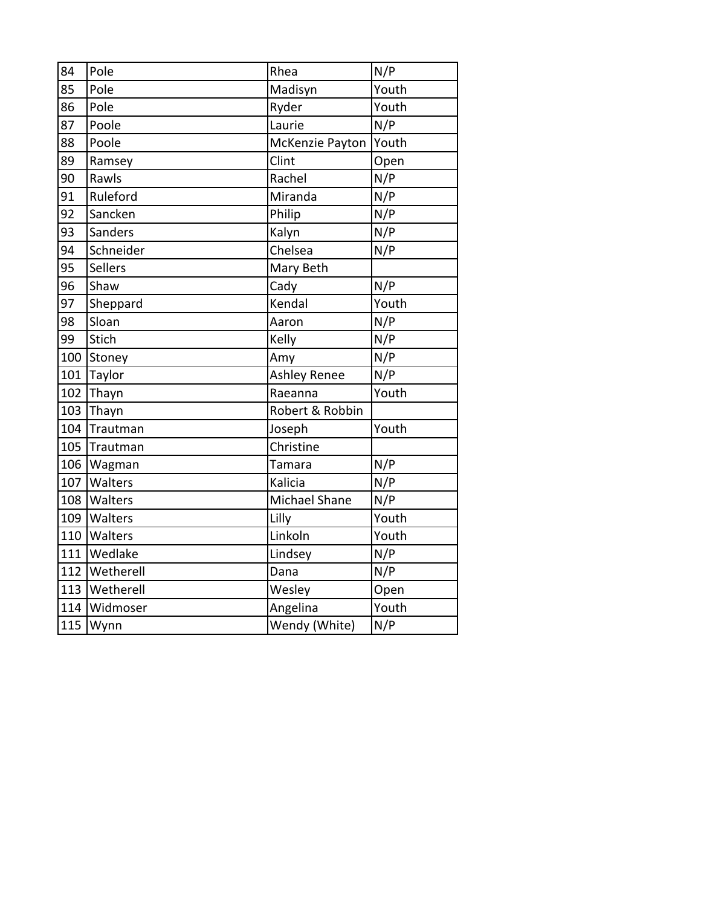| | | | |
|---|---|---|---|
| 84 | Pole | Rhea | N/P |
| 85 | Pole | Madisyn | Youth |
| 86 | Pole | Ryder | Youth |
| 87 | Poole | Laurie | N/P |
| 88 | Poole | McKenzie Payton | Youth |
| 89 | Ramsey | Clint | Open |
| 90 | Rawls | Rachel | N/P |
| 91 | Ruleford | Miranda | N/P |
| 92 | Sancken | Philip | N/P |
| 93 | Sanders | Kalyn | N/P |
| 94 | Schneider | Chelsea | N/P |
| 95 | Sellers | Mary Beth | |
| 96 | Shaw | Cady | N/P |
| 97 | Sheppard | Kendal | Youth |
| 98 | Sloan | Aaron | N/P |
| 99 | Stich | Kelly | N/P |
| 100 | Stoney | Amy | N/P |
| 101 | Taylor | Ashley Renee | N/P |
| 102 | Thayn | Raeanna | Youth |
| 103 | Thayn | Robert & Robbin | |
| 104 | Trautman | Joseph | Youth |
| 105 | Trautman | Christine | |
| 106 | Wagman | Tamara | N/P |
| 107 | Walters | Kalicia | N/P |
| 108 | Walters | Michael Shane | N/P |
| 109 | Walters | Lilly | Youth |
| 110 | Walters | Linkoln | Youth |
| 111 | Wedlake | Lindsey | N/P |
| 112 | Wetherell | Dana | N/P |
| 113 | Wetherell | Wesley | Open |
| 114 | Widmoser | Angelina | Youth |
| 115 | Wynn | Wendy (White) | N/P |